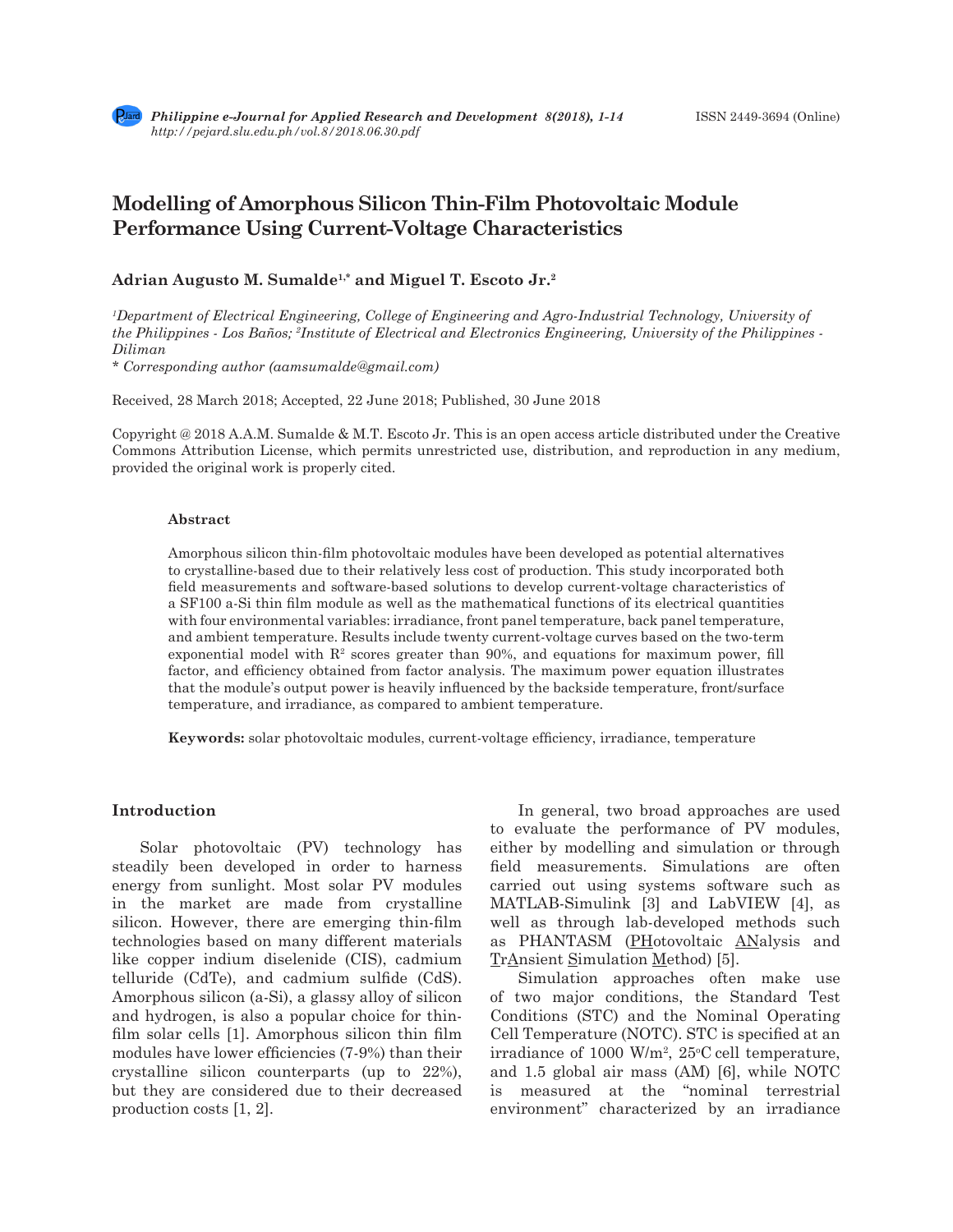# Modelling of Amorphous Silicon Thin-Film Photovoltaic Module Performance Using Current-Voltage Characteristics

**Adrian Augusto M. Sumalde[1,*] and Miguel T. Escoto Jr.[2]**

*[1]Department of Electrical Engineering, College of Engineering and Agro-Industrial Technology, University of the Philippines - Los Baños; [2]Institute of Electrical and Electronics Engineering, University of the Philippines - Diliman*

*\* Corresponding author (aamsumalde@gmail.com)*

Received, 28 March 2018; Accepted, 22 June 2018; Published, 30 June 2018

Copyright @ 2018 A.A.M. Sumalde & M.T. Escoto Jr. This is an open access article distributed under the Creative Commons Attribution License, which permits unrestricted use, distribution, and reproduction in any medium, provided the original work is properly cited.

### Abstract

Amorphous silicon thin-film photovoltaic modules have been developed as potential alternatives to crystalline-based due to their relatively less cost of production. This study incorporated both field measurements and software-based solutions to develop current-voltage characteristics of a SF100 a-Si thin film module as well as the mathematical functions of its electrical quantities with four environmental variables: irradiance, front panel temperature, back panel temperature, and ambient temperature. Results include twenty current-voltage curves based on the two-term exponential model with $R^2$ scores greater than 90%, and equations for maximum power, fill factor, and efficiency obtained from factor analysis. The maximum power equation illustrates that the module's output power is heavily influenced by the backside temperature, front/surface temperature, and irradiance, as compared to ambient temperature.

**Keywords:** solar photovoltaic modules, current-voltage efficiency, irradiance, temperature

## Introduction

Solar photovoltaic (PV) technology has steadily been developed in order to harness energy from sunlight. Most solar PV modules in the market are made from crystalline silicon. However, there are emerging thin-film technologies based on many different materials like copper indium diselenide (CIS), cadmium telluride (CdTe), and cadmium sulfide (CdS). Amorphous silicon (a-Si), a glassy alloy of silicon and hydrogen, is also a popular choice for thin-film solar cells [1]. Amorphous silicon thin film modules have lower efficiencies (7-9%) than their crystalline silicon counterparts (up to 22%), but they are considered due to their decreased production costs [1, 2].

In general, two broad approaches are used to evaluate the performance of PV modules, either by modelling and simulation or through field measurements. Simulations are often carried out using systems software such as MATLAB-Simulink [3] and LabVIEW [4], as well as through lab-developed methods such as PHANTASM (PHotovoltaic ANalysis and TrAnsient Simulation Method) [5].

Simulation approaches often make use of two major conditions, the Standard Test Conditions (STC) and the Nominal Operating Cell Temperature (NOTC). STC is specified at an irradiance of 1000 W/m$^2$, 25°C cell temperature, and 1.5 global air mass (AM) [6], while NOTC is measured at the "nominal terrestrial environment" characterized by an irradiance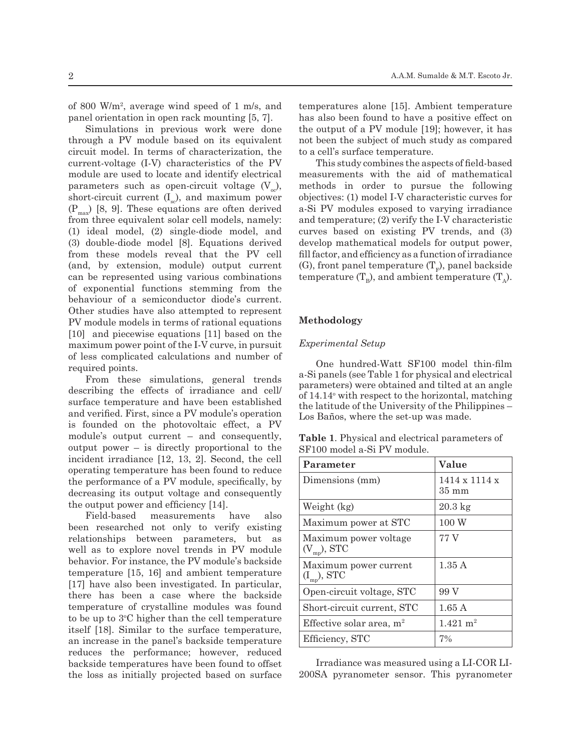of 800 W/m$^2$, average wind speed of 1 m/s, and panel orientation in open rack mounting [5, 7].

Simulations in previous work were done through a PV module based on its equivalent circuit model. In terms of characterization, the current-voltage (I-V) characteristics of the PV module are used to locate and identify electrical parameters such as open-circuit voltage ($V_{oc}$), short-circuit current ($I_{sc}$), and maximum power ($P_{max}$) [8, 9]. These equations are often derived from three equivalent solar cell models, namely: (1) ideal model, (2) single-diode model, and (3) double-diode model [8]. Equations derived from these models reveal that the PV cell (and, by extension, module) output current can be represented using various combinations of exponential functions stemming from the behaviour of a semiconductor diode's current. Other studies have also attempted to represent PV module models in terms of rational equations [10] and piecewise equations [11] based on the maximum power point of the I-V curve, in pursuit of less complicated calculations and number of required points.

From these simulations, general trends describing the effects of irradiance and cell/surface temperature and have been established and verified. First, since a PV module's operation is founded on the photovoltaic effect, a PV module's output current – and consequently, output power – is directly proportional to the incident irradiance [12, 13, 2]. Second, the cell operating temperature has been found to reduce the performance of a PV module, specifically, by decreasing its output voltage and consequently the output power and efficiency [14].

Field-based measurements have also been researched not only to verify existing relationships between parameters, but as well as to explore novel trends in PV module behavior. For instance, the PV module's backside temperature [15, 16] and ambient temperature [17] have also been investigated. In particular, there has been a case where the backside temperature of crystalline modules was found to be up to 3°C higher than the cell temperature itself [18]. Similar to the surface temperature, an increase in the panel's backside temperature reduces the performance; however, reduced backside temperatures have been found to offset the loss as initially projected based on surface temperatures alone [15]. Ambient temperature has also been found to have a positive effect on the output of a PV module [19]; however, it has not been the subject of much study as compared to a cell's surface temperature.

This study combines the aspects of field-based measurements with the aid of mathematical methods in order to pursue the following objectives: (1) model I-V characteristic curves for a-Si PV modules exposed to varying irradiance and temperature; (2) verify the I-V characteristic curves based on existing PV trends, and (3) develop mathematical models for output power, fill factor, and efficiency as a function of irradiance (G), front panel temperature ($T_F$), panel backside temperature ($T_B$), and ambient temperature ($T_A$).

## Methodology

### *Experimental Setup*

One hundred-Watt SF100 model thin-film a-Si panels (see Table 1 for physical and electrical parameters) were obtained and tilted at an angle of 14.14° with respect to the horizontal, matching the latitude of the University of the Philippines – Los Baños, where the set-up was made.

**Table 1**. Physical and electrical parameters of SF100 model a-Si PV module.

| Parameter | Value |
|---|---|
| Dimensions (mm) | 1414 x 1114 x 35 mm |
| Weight (kg) | 20.3 kg |
| Maximum power at STC | 100 W |
| Maximum power voltage ($V_{mp}$), STC | 77 V |
| Maximum power current ($I_{mp}$), STC | 1.35 A |
| Open-circuit voltage, STC | 99 V |
| Short-circuit current, STC | 1.65 A |
| Effective solar area, m$^2$ | 1.421 m$^2$ |
| Efficiency, STC | 7% |

Irradiance was measured using a LI-COR LI-200SA pyranometer sensor. This pyranometer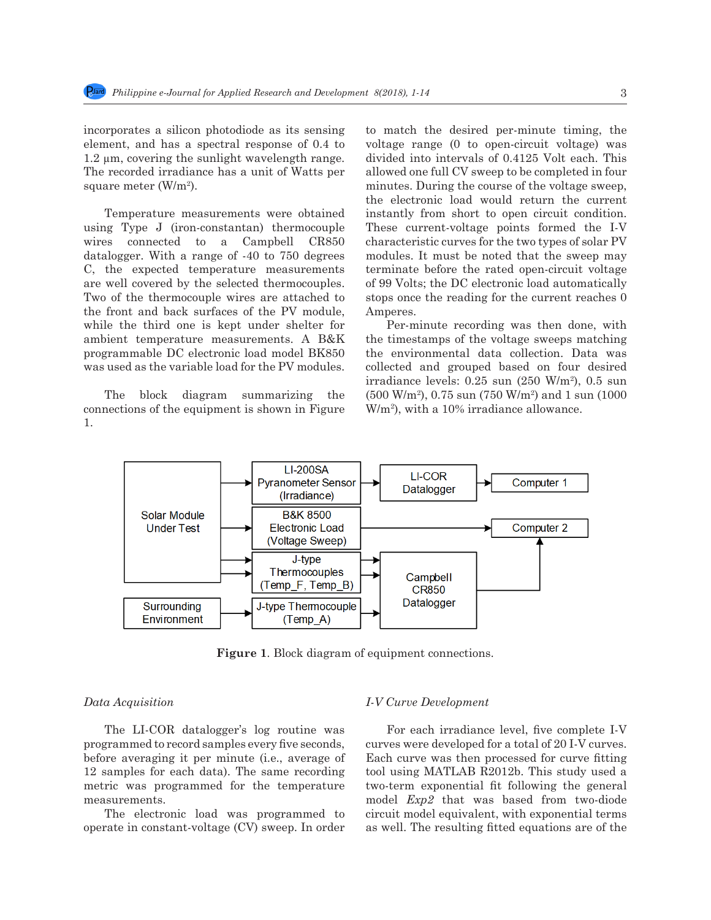incorporates a silicon photodiode as its sensing element, and has a spectral response of 0.4 to 1.2 μm, covering the sunlight wavelength range. The recorded irradiance has a unit of Watts per square meter ($W/m^2$).

Temperature measurements were obtained using Type J (iron-constantan) thermocouple wires connected to a Campbell CR850 datalogger. With a range of -40 to 750 degrees C, the expected temperature measurements are well covered by the selected thermocouples. Two of the thermocouple wires are attached to the front and back surfaces of the PV module, while the third one is kept under shelter for ambient temperature measurements. A B&K programmable DC electronic load model BK850 was used as the variable load for the PV modules.

The block diagram summarizing the connections of the equipment is shown in Figure 1.

to match the desired per-minute timing, the voltage range (0 to open-circuit voltage) was divided into intervals of 0.4125 Volt each. This allowed one full CV sweep to be completed in four minutes. During the course of the voltage sweep, the electronic load would return the current instantly from short to open circuit condition. These current-voltage points formed the I-V characteristic curves for the two types of solar PV modules. It must be noted that the sweep may terminate before the rated open-circuit voltage of 99 Volts; the DC electronic load automatically stops once the reading for the current reaches 0 Amperes.

Per-minute recording was then done, with the timestamps of the voltage sweeps matching the environmental data collection. Data was collected and grouped based on four desired irradiance levels: 0.25 sun (250 $W/m^2$), 0.5 sun (500 $W/m^2$), 0.75 sun (750 $W/m^2$) and 1 sun (1000 $W/m^2$), with a 10% irradiance allowance.

**Figure 1**. Block diagram of equipment connections.

### *Data Acquisition*

The LI-COR datalogger's log routine was programmed to record samples every five seconds, before averaging it per minute (i.e., average of 12 samples for each data). The same recording metric was programmed for the temperature measurements.

The electronic load was programmed to operate in constant-voltage (CV) sweep. In order

### *I-V Curve Development*

For each irradiance level, five complete I-V curves were developed for a total of 20 I-V curves. Each curve was then processed for curve fitting tool using MATLAB R2012b. This study used a two-term exponential fit following the general model *Exp2* that was based from two-diode circuit model equivalent, with exponential terms as well. The resulting fitted equations are of the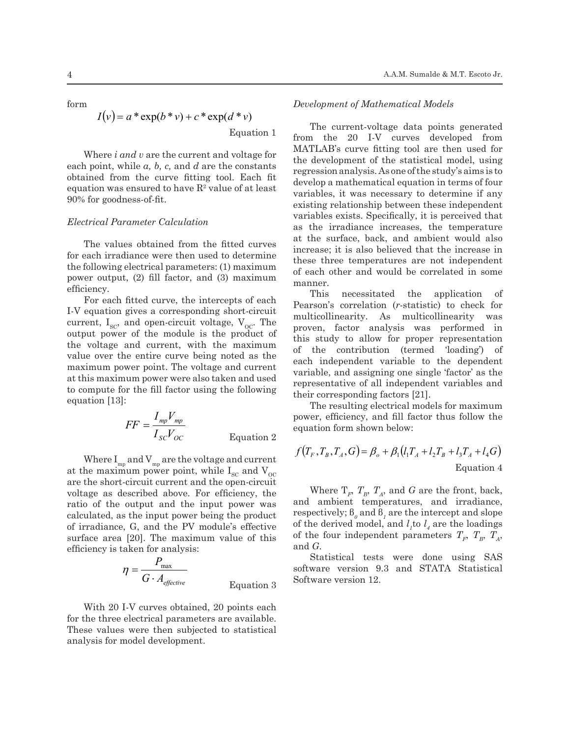form

$$I(v) = a * \exp(b * v) + c * \exp(d * v)$$

Equation 1

Where *i and v* are the current and voltage for each point, while *a, b, c,* and *d* are the constants obtained from the curve fitting tool. Each fit equation was ensured to have $R^2$ value of at least 90% for goodness-of-fit.

### *Electrical Parameter Calculation*

The values obtained from the fitted curves for each irradiance were then used to determine the following electrical parameters: (1) maximum power output, (2) fill factor, and (3) maximum efficiency.

For each fitted curve, the intercepts of each I-V equation gives a corresponding short-circuit current, $I_{SC}$, and open-circuit voltage, $V_{OC}$. The output power of the module is the product of the voltage and current, with the maximum value over the entire curve being noted as the maximum power point. The voltage and current at this maximum power were also taken and used to compute for the fill factor using the following equation [13]:

$$FF = \frac{I_{mp}V_{mp}}{I_{SC}V_{OC}}$$

Equation 2

Where $I_{mp}$ and $V_{mp}$ are the voltage and current at the maximum power point, while $I_{SC}$ and $V_{OC}$ are the short-circuit current and the open-circuit voltage as described above. For efficiency, the ratio of the output and the input power was calculated, as the input power being the product of irradiance, G, and the PV module's effective surface area [20]. The maximum value of this efficiency is taken for analysis:

$$\eta = \frac{P_{\max}}{G \cdot A_{effective}}$$

Equation 3

With 20 I-V curves obtained, 20 points each for the three electrical parameters are available. These values were then subjected to statistical analysis for model development.

### *Development of Mathematical Models*

The current-voltage data points generated from the 20 I-V curves developed from MATLAB's curve fitting tool are then used for the development of the statistical model, using regression analysis. As one of the study's aims is to develop a mathematical equation in terms of four variables, it was necessary to determine if any existing relationship between these independent variables exists. Specifically, it is perceived that as the irradiance increases, the temperature at the surface, back, and ambient would also increase; it is also believed that the increase in these three temperatures are not independent of each other and would be correlated in some manner.

This necessitated the application of Pearson's correlation (*r*-statistic) to check for multicollinearity. As multicollinearity was proven, factor analysis was performed in this study to allow for proper representation of the contribution (termed 'loading') of each independent variable to the dependent variable, and assigning one single 'factor' as the representative of all independent variables and their corresponding factors [21].

The resulting electrical models for maximum power, efficiency, and fill factor thus follow the equation form shown below:

$$f(T_F, T_B, T_A, G) = \beta_o + \beta_1(l_1 T_A + l_2 T_B + l_3 T_A + l_4 G)$$

Equation 4

Where $T_F$, $T_B$, $T_A$, and $G$ are the front, back, and ambient temperatures, and irradiance, respectively; $\beta_0$ and $\beta_1$ are the intercept and slope of the derived model, and $l_1$ to $l_4$ are the loadings of the four independent parameters $T_F$, $T_B$, $T_A$, and $G$.

Statistical tests were done using SAS software version 9.3 and STATA Statistical Software version 12.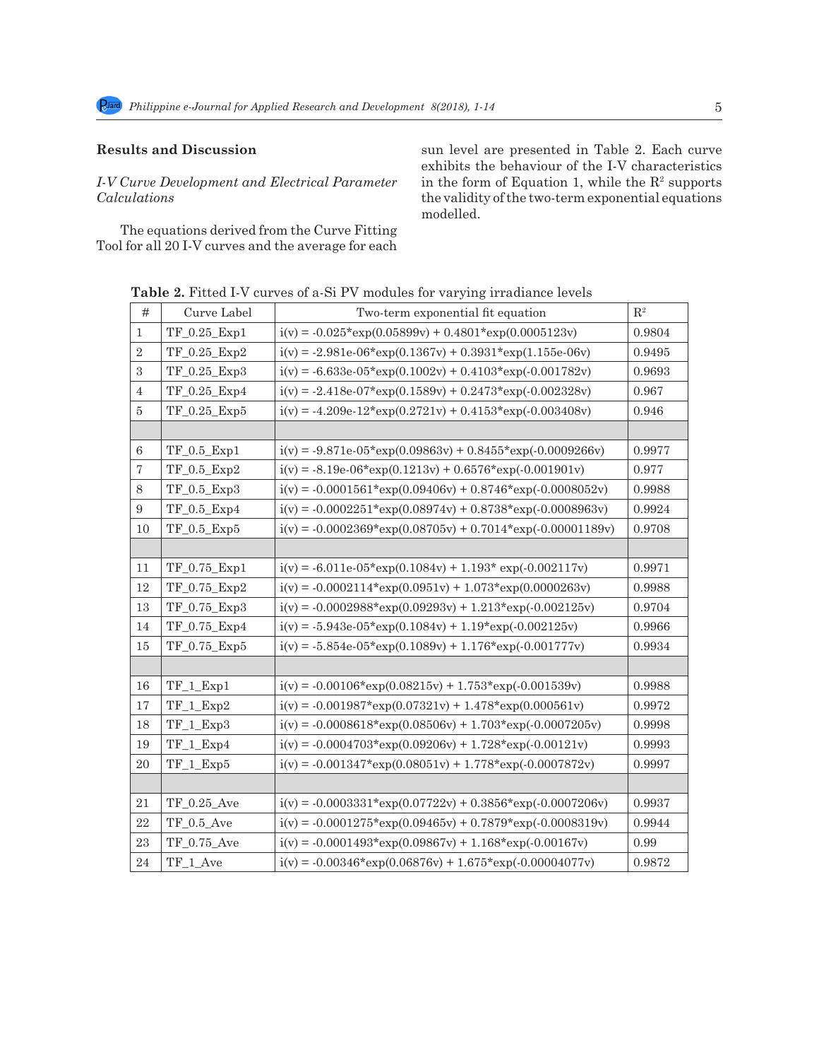## Results and Discussion

*I-V Curve Development and Electrical Parameter Calculations*

The equations derived from the Curve Fitting Tool for all 20 I-V curves and the average for each sun level are presented in Table 2. Each curve exhibits the behaviour of the I-V characteristics in the form of Equation 1, while the $R^2$ supports the validity of the two-term exponential equations modelled.

**Table 2.** Fitted I-V curves of a-Si PV modules for varying irradiance levels

| # | Curve Label | Two-term exponential fit equation | $R^2$ |
|---|---|---|---|
| 1 | TF_0.25_Exp1 | i(v) = -0.025*exp(0.05899v) + 0.4801*exp(0.0005123v) | 0.9804 |
| 2 | TF_0.25_Exp2 | i(v) = -2.981e-06*exp(0.1367v) + 0.3931*exp(1.155e-06v) | 0.9495 |
| 3 | TF_0.25_Exp3 | i(v) = -6.633e-05*exp(0.1002v) + 0.4103*exp(-0.001782v) | 0.9693 |
| 4 | TF_0.25_Exp4 | i(v) = -2.418e-07*exp(0.1589v) + 0.2473*exp(-0.002328v) | 0.967 |
| 5 | TF_0.25_Exp5 | i(v) = -4.209e-12*exp(0.2721v) + 0.4153*exp(-0.003408v) | 0.946 |
| | | | |
| 6 | TF_0.5_Exp1 | i(v) = -9.871e-05*exp(0.09863v) + 0.8455*exp(-0.0009266v) | 0.9977 |
| 7 | TF_0.5_Exp2 | i(v) = -8.19e-06*exp(0.1213v) + 0.6576*exp(-0.001901v) | 0.977 |
| 8 | TF_0.5_Exp3 | i(v) = -0.0001561*exp(0.09406v) + 0.8746*exp(-0.0008052v) | 0.9988 |
| 9 | TF_0.5_Exp4 | i(v) = -0.0002251*exp(0.08974v) + 0.8738*exp(-0.0008963v) | 0.9924 |
| 10 | TF_0.5_Exp5 | i(v) = -0.0002369*exp(0.08705v) + 0.7014*exp(-0.00001189v) | 0.9708 |
| | | | |
| 11 | TF_0.75_Exp1 | i(v) = -6.011e-05*exp(0.1084v) + 1.193* exp(-0.002117v) | 0.9971 |
| 12 | TF_0.75_Exp2 | i(v) = -0.0002114*exp(0.0951v) + 1.073*exp(0.0000263v) | 0.9988 |
| 13 | TF_0.75_Exp3 | i(v) = -0.0002988*exp(0.09293v) + 1.213*exp(-0.002125v) | 0.9704 |
| 14 | TF_0.75_Exp4 | i(v) = -5.943e-05*exp(0.1084v) + 1.19*exp(-0.002125v) | 0.9966 |
| 15 | TF_0.75_Exp5 | i(v) = -5.854e-05*exp(0.1089v) + 1.176*exp(-0.001777v) | 0.9934 |
| | | | |
| 16 | TF_1_Exp1 | i(v) = -0.00106*exp(0.08215v) + 1.753*exp(-0.001539v) | 0.9988 |
| 17 | TF_1_Exp2 | i(v) = -0.001987*exp(0.07321v) + 1.478*exp(0.000561v) | 0.9972 |
| 18 | TF_1_Exp3 | i(v) = -0.0008618*exp(0.08506v) + 1.703*exp(-0.0007205v) | 0.9998 |
| 19 | TF_1_Exp4 | i(v) = -0.0004703*exp(0.09206v) + 1.728*exp(-0.00121v) | 0.9993 |
| 20 | TF_1_Exp5 | i(v) = -0.001347*exp(0.08051v) + 1.778*exp(-0.0007872v) | 0.9997 |
| | | | |
| 21 | TF_0.25_Ave | i(v) = -0.0003331*exp(0.07722v) + 0.3856*exp(-0.0007206v) | 0.9937 |
| 22 | TF_0.5_Ave | i(v) = -0.0001275*exp(0.09465v) + 0.7879*exp(-0.0008319v) | 0.9944 |
| 23 | TF_0.75_Ave | i(v) = -0.0001493*exp(0.09867v) + 1.168*exp(-0.00167v) | 0.99 |
| 24 | TF_1_Ave | i(v) = -0.00346*exp(0.06876v) + 1.675*exp(-0.00004077v) | 0.9872 |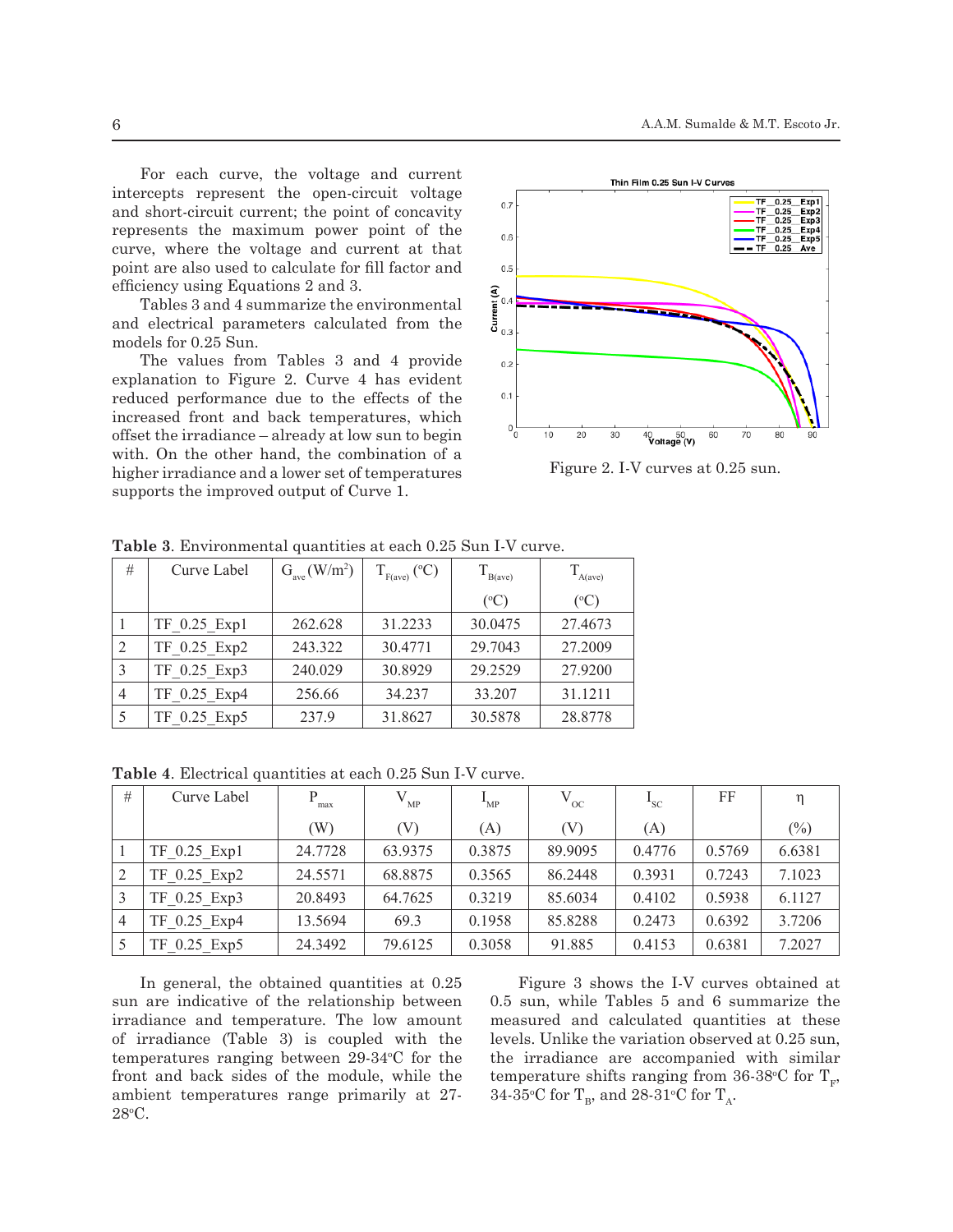For each curve, the voltage and current intercepts represent the open-circuit voltage and short-circuit current; the point of concavity represents the maximum power point of the curve, where the voltage and current at that point are also used to calculate for fill factor and efficiency using Equations 2 and 3.

Tables 3 and 4 summarize the environmental and electrical parameters calculated from the models for 0.25 Sun.

The values from Tables 3 and 4 provide explanation to Figure 2. Curve 4 has evident reduced performance due to the effects of the increased front and back temperatures, which offset the irradiance – already at low sun to begin with. On the other hand, the combination of a higher irradiance and a lower set of temperatures supports the improved output of Curve 1.

Figure 2. I-V curves at 0.25 sun.

**Table 3**. Environmental quantities at each 0.25 Sun I-V curve.

| # | Curve Label | $G_{ave}$ (W/m$^2$) | $T_{F(ave)}$ (°C) | $T_{B(ave)}$ (°C) | $T_{A(ave)}$ (°C) |
|---|---|---|---|---|---|
| 1 | TF_0.25_Exp1 | 262.628 | 31.2233 | 30.0475 | 27.4673 |
| 2 | TF_0.25_Exp2 | 243.322 | 30.4771 | 29.7043 | 27.2009 |
| 3 | TF_0.25_Exp3 | 240.029 | 30.8929 | 29.2529 | 27.9200 |
| 4 | TF_0.25_Exp4 | 256.66 | 34.237 | 33.207 | 31.1211 |
| 5 | TF_0.25_Exp5 | 237.9 | 31.8627 | 30.5878 | 28.8778 |

**Table 4**. Electrical quantities at each 0.25 Sun I-V curve.

| # | Curve Label | $P_{max}$ (W) | $V_{MP}$ (V) | $I_{MP}$ (A) | $V_{OC}$ (V) | $I_{SC}$ (A) | FF | η (%) |
|---|---|---|---|---|---|---|---|---|
| 1 | TF_0.25_Exp1 | 24.7728 | 63.9375 | 0.3875 | 89.9095 | 0.4776 | 0.5769 | 6.6381 |
| 2 | TF_0.25_Exp2 | 24.5571 | 68.8875 | 0.3565 | 86.2448 | 0.3931 | 0.7243 | 7.1023 |
| 3 | TF_0.25_Exp3 | 20.8493 | 64.7625 | 0.3219 | 85.6034 | 0.4102 | 0.5938 | 6.1127 |
| 4 | TF_0.25_Exp4 | 13.5694 | 69.3 | 0.1958 | 85.8288 | 0.2473 | 0.6392 | 3.7206 |
| 5 | TF_0.25_Exp5 | 24.3492 | 79.6125 | 0.3058 | 91.885 | 0.4153 | 0.6381 | 7.2027 |

In general, the obtained quantities at 0.25 sun are indicative of the relationship between irradiance and temperature. The low amount of irradiance (Table 3) is coupled with the temperatures ranging between 29-34°C for the front and back sides of the module, while the ambient temperatures range primarily at 27-28°C.

Figure 3 shows the I-V curves obtained at 0.5 sun, while Tables 5 and 6 summarize the measured and calculated quantities at these levels. Unlike the variation observed at 0.25 sun, the irradiance are accompanied with similar temperature shifts ranging from 36-38°C for $T_F$, 34-35°C for $T_B$, and 28-31°C for $T_A$.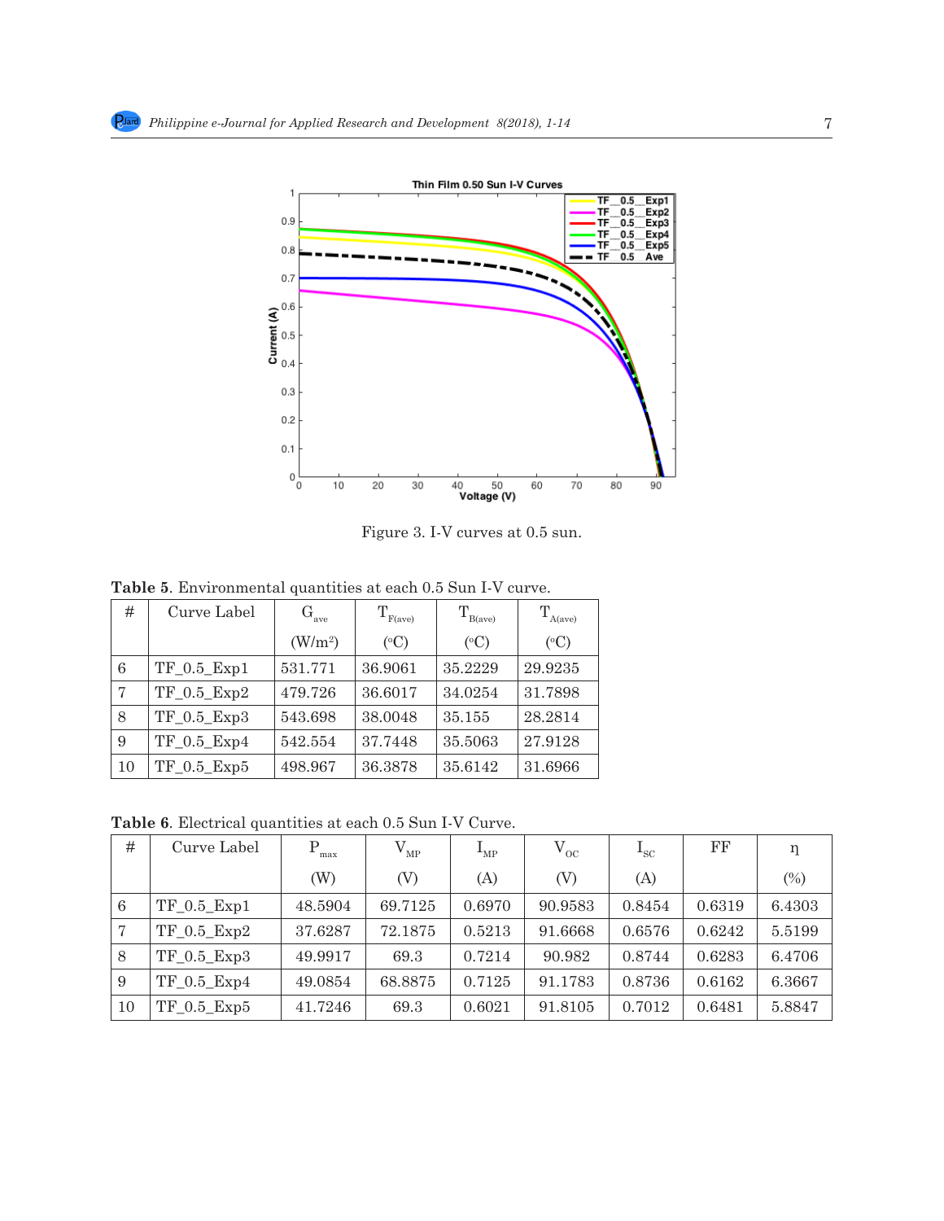Figure 3. I-V curves at 0.5 sun.

**Table 5**. Environmental quantities at each 0.5 Sun I-V curve.

| # | Curve Label | $G_{ave}$ (W/m²) | $T_{F(ave)}$ (°C) | $T_{B(ave)}$ (°C) | $T_{A(ave)}$ (°C) |
|---|---|---|---|---|---|
| 6 | TF_0.5_Exp1 | 531.771 | 36.9061 | 35.2229 | 29.9235 |
| 7 | TF_0.5_Exp2 | 479.726 | 36.6017 | 34.0254 | 31.7898 |
| 8 | TF_0.5_Exp3 | 543.698 | 38.0048 | 35.155 | 28.2814 |
| 9 | TF_0.5_Exp4 | 542.554 | 37.7448 | 35.5063 | 27.9128 |
| 10 | TF_0.5_Exp5 | 498.967 | 36.3878 | 35.6142 | 31.6966 |

**Table 6**. Electrical quantities at each 0.5 Sun I-V Curve.

| # | Curve Label | $P_{max}$ (W) | $V_{MP}$ (V) | $I_{MP}$ (A) | $V_{OC}$ (V) | $I_{SC}$ (A) | FF | η (%) |
|---|---|---|---|---|---|---|---|---|
| 6 | TF_0.5_Exp1 | 48.5904 | 69.7125 | 0.6970 | 90.9583 | 0.8454 | 0.6319 | 6.4303 |
| 7 | TF_0.5_Exp2 | 37.6287 | 72.1875 | 0.5213 | 91.6668 | 0.6576 | 0.6242 | 5.5199 |
| 8 | TF_0.5_Exp3 | 49.9917 | 69.3 | 0.7214 | 90.982 | 0.8744 | 0.6283 | 6.4706 |
| 9 | TF_0.5_Exp4 | 49.0854 | 68.8875 | 0.7125 | 91.1783 | 0.8736 | 0.6162 | 6.3667 |
| 10 | TF_0.5_Exp5 | 41.7246 | 69.3 | 0.6021 | 91.8105 | 0.7012 | 0.6481 | 5.8847 |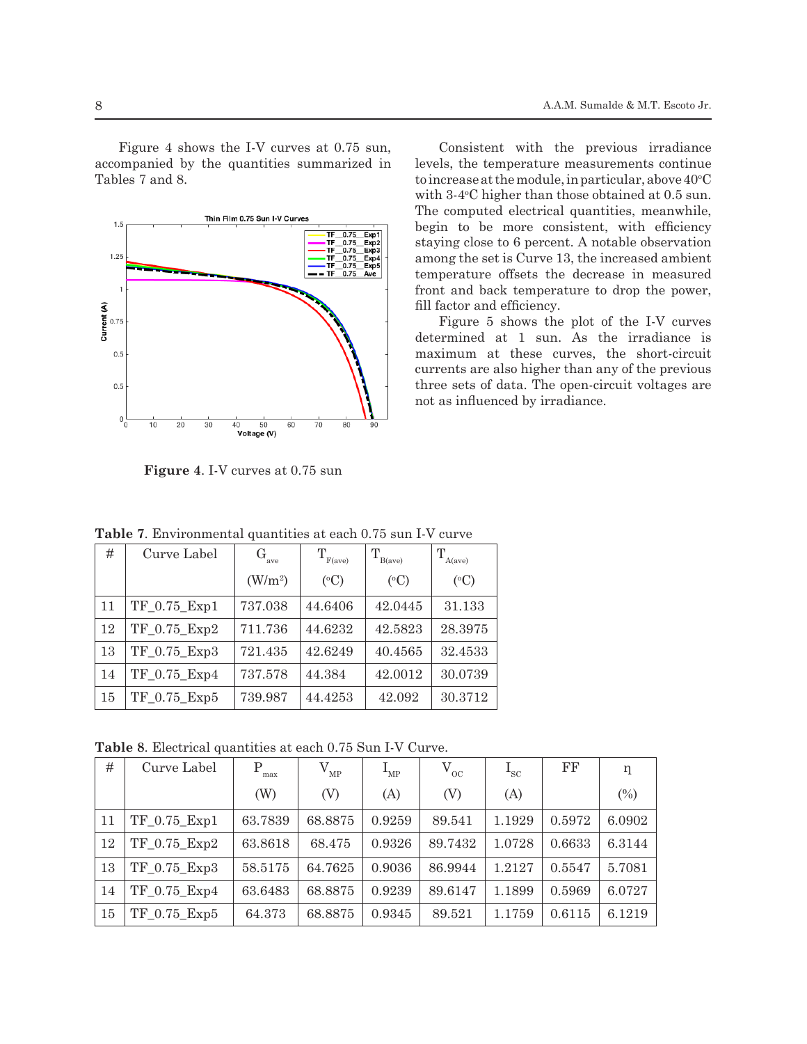Figure 4 shows the I-V curves at 0.75 sun, accompanied by the quantities summarized in Tables 7 and 8.

**Figure 4**. I-V curves at 0.75 sun

Consistent with the previous irradiance levels, the temperature measurements continue to increase at the module, in particular, above 40°C with 3-4°C higher than those obtained at 0.5 sun. The computed electrical quantities, meanwhile, begin to be more consistent, with efficiency staying close to 6 percent. A notable observation among the set is Curve 13, the increased ambient temperature offsets the decrease in measured front and back temperature to drop the power, fill factor and efficiency.

Figure 5 shows the plot of the I-V curves determined at 1 sun. As the irradiance is maximum at these curves, the short-circuit currents are also higher than any of the previous three sets of data. The open-circuit voltages are not as influenced by irradiance.

**Table 7**. Environmental quantities at each 0.75 sun I-V curve

| # | Curve Label | $G_{ave}$ (W/m²) | $T_{F(ave)}$ (°C) | $T_{B(ave)}$ (°C) | $T_{A(ave)}$ (°C) |
|---|---|---|---|---|---|
| 11 | TF_0.75_Exp1 | 737.038 | 44.6406 | 42.0445 | 31.133 |
| 12 | TF_0.75_Exp2 | 711.736 | 44.6232 | 42.5823 | 28.3975 |
| 13 | TF_0.75_Exp3 | 721.435 | 42.6249 | 40.4565 | 32.4533 |
| 14 | TF_0.75_Exp4 | 737.578 | 44.384 | 42.0012 | 30.0739 |
| 15 | TF_0.75_Exp5 | 739.987 | 44.4253 | 42.092 | 30.3712 |

**Table 8**. Electrical quantities at each 0.75 Sun I-V Curve.

| # | Curve Label | $P_{max}$ (W) | $V_{MP}$ (V) | $I_{MP}$ (A) | $V_{OC}$ (V) | $I_{SC}$ (A) | FF | η (%) |
|---|---|---|---|---|---|---|---|---|
| 11 | TF_0.75_Exp1 | 63.7839 | 68.8875 | 0.9259 | 89.541 | 1.1929 | 0.5972 | 6.0902 |
| 12 | TF_0.75_Exp2 | 63.8618 | 68.475 | 0.9326 | 89.7432 | 1.0728 | 0.6633 | 6.3144 |
| 13 | TF_0.75_Exp3 | 58.5175 | 64.7625 | 0.9036 | 86.9944 | 1.2127 | 0.5547 | 5.7081 |
| 14 | TF_0.75_Exp4 | 63.6483 | 68.8875 | 0.9239 | 89.6147 | 1.1899 | 0.5969 | 6.0727 |
| 15 | TF_0.75_Exp5 | 64.373 | 68.8875 | 0.9345 | 89.521 | 1.1759 | 0.6115 | 6.1219 |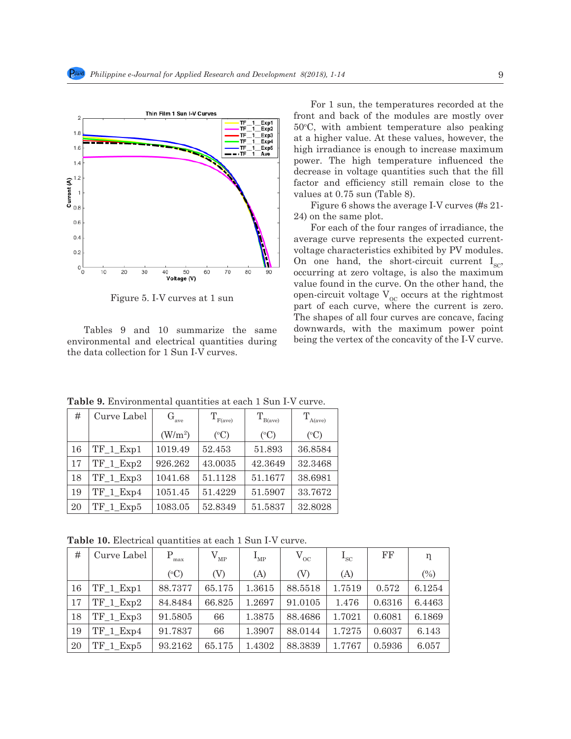Figure 5. I-V curves at 1 sun

Tables 9 and 10 summarize the same environmental and electrical quantities during the data collection for 1 Sun I-V curves.

For 1 sun, the temperatures recorded at the front and back of the modules are mostly over 50°C, with ambient temperature also peaking at a higher value. At these values, however, the high irradiance is enough to increase maximum power. The high temperature influenced the decrease in voltage quantities such that the fill factor and efficiency still remain close to the values at 0.75 sun (Table 8).

Figure 6 shows the average I-V curves (#s 21-24) on the same plot.

For each of the four ranges of irradiance, the average curve represents the expected current-voltage characteristics exhibited by PV modules. On one hand, the short-circuit current $I_{SC}$, occurring at zero voltage, is also the maximum value found in the curve. On the other hand, the open-circuit voltage $V_{OC}$ occurs at the rightmost part of each curve, where the current is zero. The shapes of all four curves are concave, facing downwards, with the maximum power point being the vertex of the concavity of the I-V curve.

**Table 9.** Environmental quantities at each 1 Sun I-V curve.

| # | Curve Label | $G_{ave}$ | $T_{F(ave)}$ | $T_{B(ave)}$ | $T_{A(ave)}$ |
|---|---|---|---|---|---|
| | | (W/m²) | (°C) | (°C) | (°C) |
| 16 | TF_1_Exp1 | 1019.49 | 52.453 | 51.893 | 36.8584 |
| 17 | TF_1_Exp2 | 926.262 | 43.0035 | 42.3649 | 32.3468 |
| 18 | TF_1_Exp3 | 1041.68 | 51.1128 | 51.1677 | 38.6981 |
| 19 | TF_1_Exp4 | 1051.45 | 51.4229 | 51.5907 | 33.7672 |
| 20 | TF_1_Exp5 | 1083.05 | 52.8349 | 51.5837 | 32.8028 |

**Table 10.** Electrical quantities at each 1 Sun I-V curve.

| # | Curve Label | $P_{max}$ | $V_{MP}$ | $I_{MP}$ | $V_{OC}$ | $I_{SC}$ | FF | η |
|---|---|---|---|---|---|---|---|---|
| | | (°C) | (V) | (A) | (V) | (A) | | (%) |
| 16 | TF_1_Exp1 | 88.7377 | 65.175 | 1.3615 | 88.5518 | 1.7519 | 0.572 | 6.1254 |
| 17 | TF_1_Exp2 | 84.8484 | 66.825 | 1.2697 | 91.0105 | 1.476 | 0.6316 | 6.4463 |
| 18 | TF_1_Exp3 | 91.5805 | 66 | 1.3875 | 88.4686 | 1.7021 | 0.6081 | 6.1869 |
| 19 | TF_1_Exp4 | 91.7837 | 66 | 1.3907 | 88.0144 | 1.7275 | 0.6037 | 6.143 |
| 20 | TF_1_Exp5 | 93.2162 | 65.175 | 1.4302 | 88.3839 | 1.7767 | 0.5936 | 6.057 |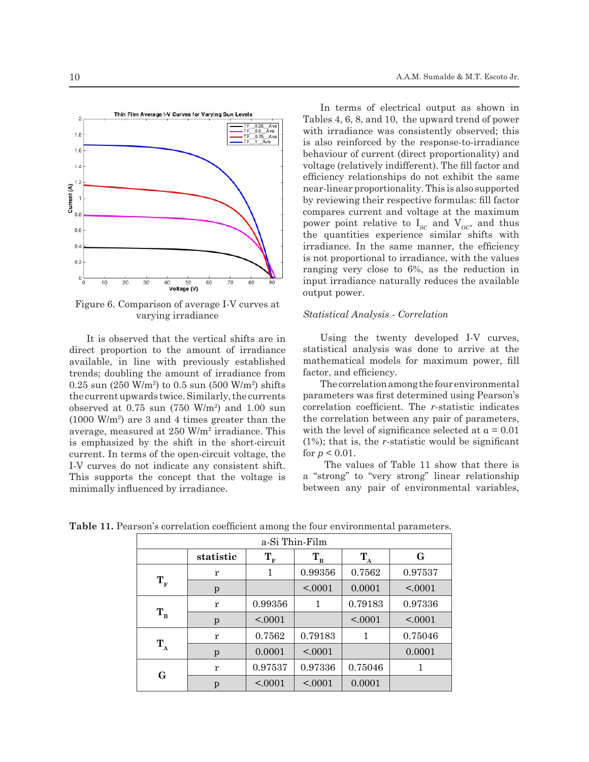Figure 6. Comparison of average I-V curves at varying irradiance

It is observed that the vertical shifts are in direct proportion to the amount of irradiance available, in line with previously established trends; doubling the amount of irradiance from 0.25 sun (250 W/m$^2$) to 0.5 sun (500 W/m$^2$) shifts the current upwards twice. Similarly, the currents observed at 0.75 sun (750 W/m$^2$) and 1.00 sun (1000 W/m$^2$) are 3 and 4 times greater than the average, measured at 250 W/m$^2$ irradiance. This is emphasized by the shift in the short-circuit current. In terms of the open-circuit voltage, the I-V curves do not indicate any consistent shift. This supports the concept that the voltage is minimally influenced by irradiance.

In terms of electrical output as shown in Tables 4, 6, 8, and 10, the upward trend of power with irradiance was consistently observed; this is also reinforced by the response-to-irradiance behaviour of current (direct proportionality) and voltage (relatively indifferent). The fill factor and efficiency relationships do not exhibit the same near-linear proportionality. This is also supported by reviewing their respective formulas: fill factor compares current and voltage at the maximum power point relative to $I_{SC}$ and $V_{OC}$, and thus the quantities experience similar shifts with irradiance. In the same manner, the efficiency is not proportional to irradiance, with the values ranging very close to 6%, as the reduction in input irradiance naturally reduces the available output power.

*Statistical Analysis - Correlation*

Using the twenty developed I-V curves, statistical analysis was done to arrive at the mathematical models for maximum power, fill factor, and efficiency.

The correlation among the four environmental parameters was first determined using Pearson's correlation coefficient. The *r*-statistic indicates the correlation between any pair of parameters, with the level of significance selected at $\alpha = 0.01$ (1%); that is, the *r*-statistic would be significant for $p < 0.01$.

The values of Table 11 show that there is a "strong" to "very strong" linear relationship between any pair of environmental variables,

**Table 11.** Pearson's correlation coefficient among the four environmental parameters.

| a-Si Thin-Film | | | | | |
|---|---|---|---|---|---|
| | **statistic** | $T_F$ | $T_B$ | $T_A$ | **G** |
| $T_F$ | r | 1 | 0.99356 | 0.7562 | 0.97537 |
| | p | | <.0001 | 0.0001 | <.0001 |
| $T_B$ | r | 0.99356 | 1 | 0.79183 | 0.97336 |
| | p | <.0001 | | <.0001 | <.0001 |
| $T_A$ | r | 0.7562 | 0.79183 | 1 | 0.75046 |
| | p | 0.0001 | <.0001 | | 0.0001 |
| **G** | r | 0.97537 | 0.97336 | 0.75046 | 1 |
| | p | <.0001 | <.0001 | 0.0001 | |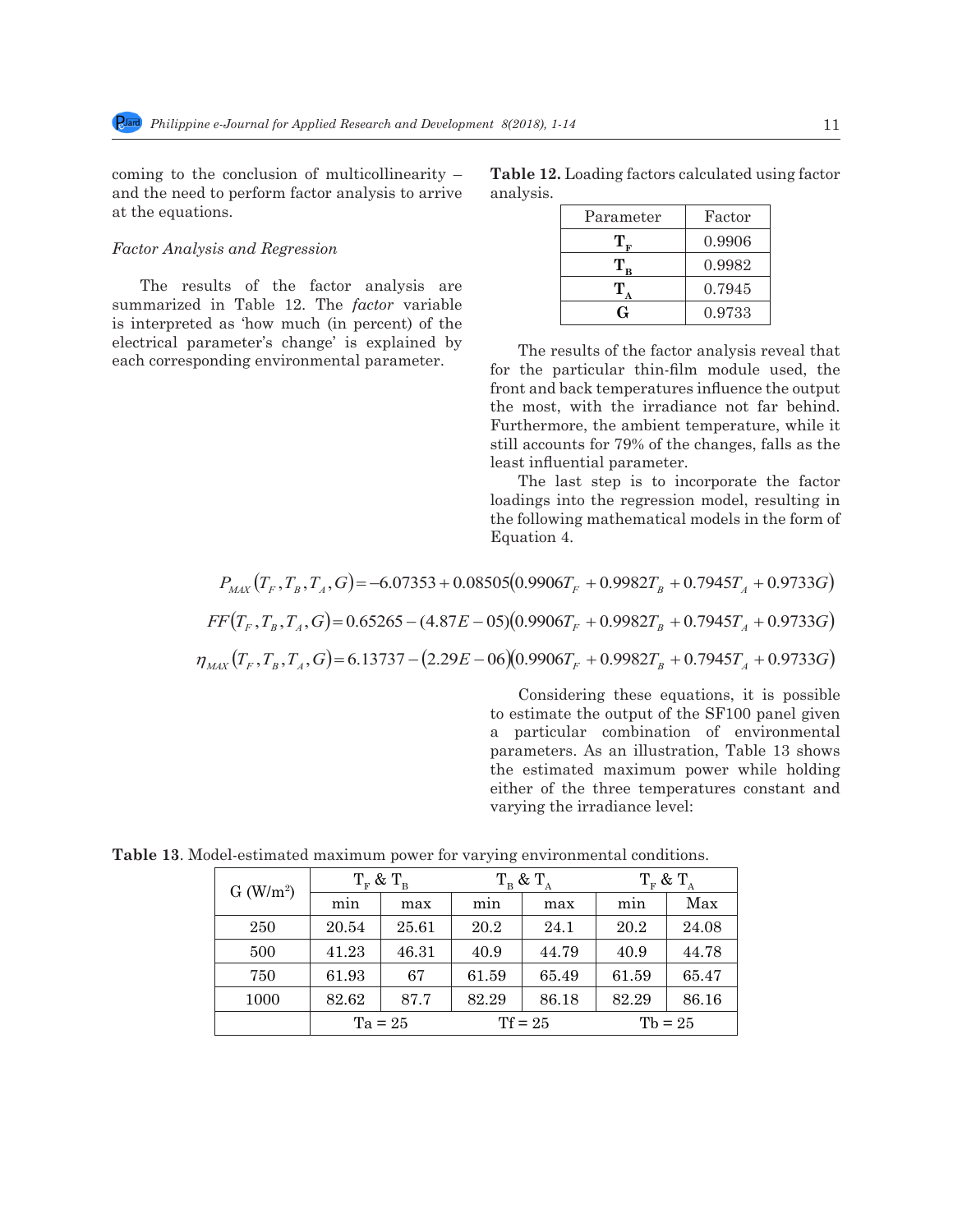coming to the conclusion of multicollinearity – and the need to perform factor analysis to arrive at the equations.

*Factor Analysis and Regression*

The results of the factor analysis are summarized in Table 12. The *factor* variable is interpreted as 'how much (in percent) of the electrical parameter's change' is explained by each corresponding environmental parameter.

**Table 12.** Loading factors calculated using factor analysis.

| Parameter | Factor |
|---|---|
| $\mathbf{T_F}$ | 0.9906 |
| $\mathbf{T_B}$ | 0.9982 |
| $\mathbf{T_A}$ | 0.7945 |
| **G** | 0.9733 |

The results of the factor analysis reveal that for the particular thin-film module used, the front and back temperatures influence the output the most, with the irradiance not far behind. Furthermore, the ambient temperature, while it still accounts for 79% of the changes, falls as the least influential parameter.

The last step is to incorporate the factor loadings into the regression model, resulting in the following mathematical models in the form of Equation 4.

$$P_{MAX}(T_F, T_B, T_A, G) = -6.07353 + 0.08505(0.9906T_F + 0.9982T_B + 0.7945T_A + 0.9733G)$$

$$FF(T_F, T_B, T_A, G) = 0.65265 - (4.87E-05)(0.9906T_F + 0.9982T_B + 0.7945T_A + 0.9733G)$$

$$\eta_{MAX}(T_F, T_B, T_A, G) = 6.13737 - (2.29E-06)(0.9906T_F + 0.9982T_B + 0.7945T_A + 0.9733G)$$

Considering these equations, it is possible to estimate the output of the SF100 panel given a particular combination of environmental parameters. As an illustration, Table 13 shows the estimated maximum power while holding either of the three temperatures constant and varying the irradiance level:

**Table 13**. Model-estimated maximum power for varying environmental conditions.

| G (W/m$^2$) | $T_F$ & $T_B$ | | $T_B$ & $T_A$ | | $T_F$ & $T_A$ | |
|---|---|---|---|---|---|---|
| | min | max | min | max | min | Max |
| 250 | 20.54 | 25.61 | 20.2 | 24.1 | 20.2 | 24.08 |
| 500 | 41.23 | 46.31 | 40.9 | 44.79 | 40.9 | 44.78 |
| 750 | 61.93 | 67 | 61.59 | 65.49 | 61.59 | 65.47 |
| 1000 | 82.62 | 87.7 | 82.29 | 86.18 | 82.29 | 86.16 |
| | Ta = 25 | | Tf = 25 | | Tb = 25 | |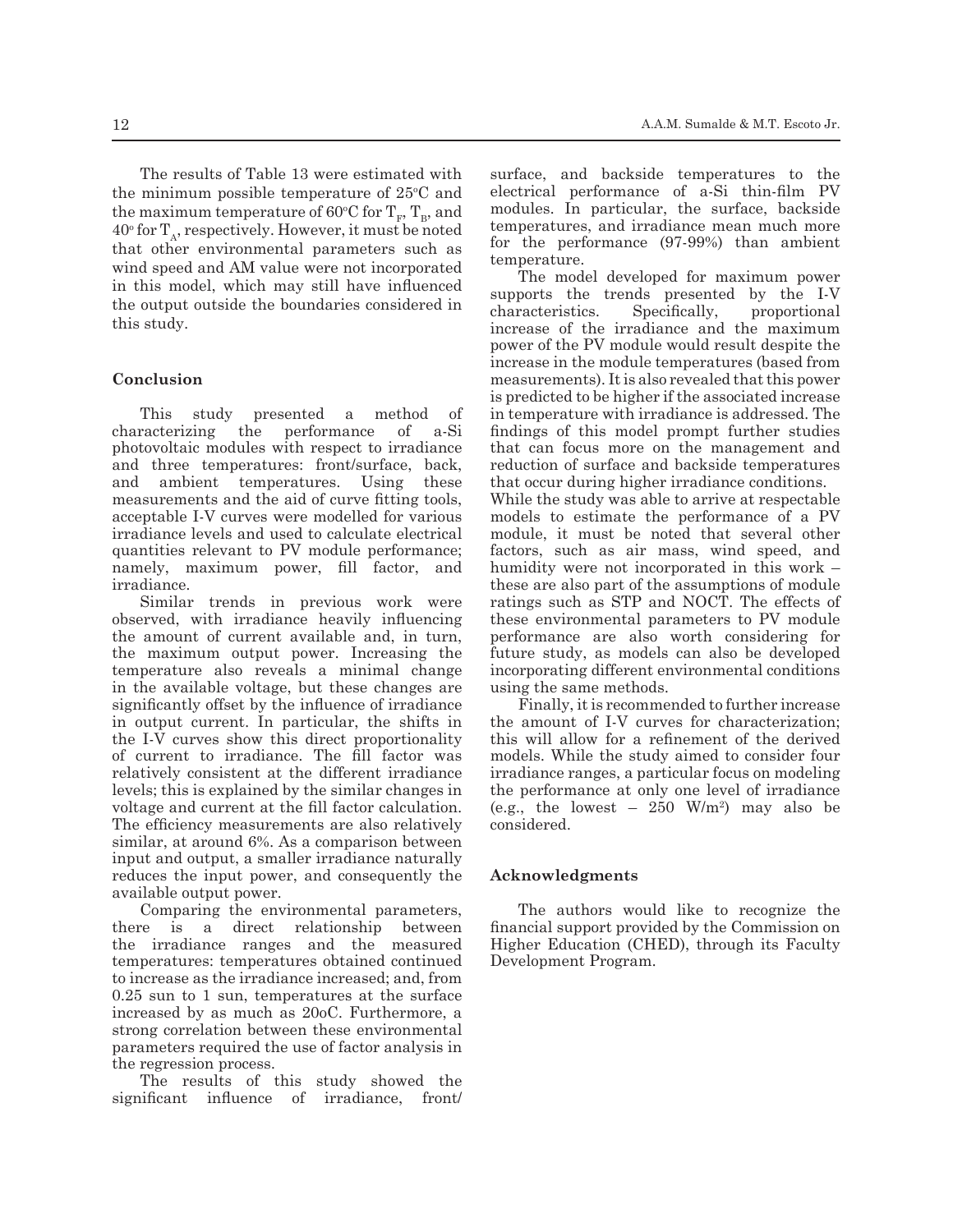The results of Table 13 were estimated with the minimum possible temperature of 25°C and the maximum temperature of 60°C for $T_F$, $T_B$, and 40° for $T_A$, respectively. However, it must be noted that other environmental parameters such as wind speed and AM value were not incorporated in this model, which may still have influenced the output outside the boundaries considered in this study.

## Conclusion

This study presented a method of characterizing the performance of a-Si photovoltaic modules with respect to irradiance and three temperatures: front/surface, back, and ambient temperatures. Using these measurements and the aid of curve fitting tools, acceptable I-V curves were modelled for various irradiance levels and used to calculate electrical quantities relevant to PV module performance; namely, maximum power, fill factor, and irradiance.

Similar trends in previous work were observed, with irradiance heavily influencing the amount of current available and, in turn, the maximum output power. Increasing the temperature also reveals a minimal change in the available voltage, but these changes are significantly offset by the influence of irradiance in output current. In particular, the shifts in the I-V curves show this direct proportionality of current to irradiance. The fill factor was relatively consistent at the different irradiance levels; this is explained by the similar changes in voltage and current at the fill factor calculation. The efficiency measurements are also relatively similar, at around 6%. As a comparison between input and output, a smaller irradiance naturally reduces the input power, and consequently the available output power.

Comparing the environmental parameters, there is a direct relationship between the irradiance ranges and the measured temperatures: temperatures obtained continued to increase as the irradiance increased; and, from 0.25 sun to 1 sun, temperatures at the surface increased by as much as 20oC. Furthermore, a strong correlation between these environmental parameters required the use of factor analysis in the regression process.

The results of this study showed the significant influence of irradiance, front/surface, and backside temperatures to the electrical performance of a-Si thin-film PV modules. In particular, the surface, backside temperatures, and irradiance mean much more for the performance (97-99%) than ambient temperature.

The model developed for maximum power supports the trends presented by the I-V characteristics. Specifically, proportional increase of the irradiance and the maximum power of the PV module would result despite the increase in the module temperatures (based from measurements). It is also revealed that this power is predicted to be higher if the associated increase in temperature with irradiance is addressed. The findings of this model prompt further studies that can focus more on the management and reduction of surface and backside temperatures that occur during higher irradiance conditions.
While the study was able to arrive at respectable models to estimate the performance of a PV module, it must be noted that several other factors, such as air mass, wind speed, and humidity were not incorporated in this work – these are also part of the assumptions of module ratings such as STP and NOCT. The effects of these environmental parameters to PV module performance are also worth considering for future study, as models can also be developed incorporating different environmental conditions using the same methods.

Finally, it is recommended to further increase the amount of I-V curves for characterization; this will allow for a refinement of the derived models. While the study aimed to consider four irradiance ranges, a particular focus on modeling the performance at only one level of irradiance (e.g., the lowest – 250 W/m$^2$) may also be considered.

## Acknowledgments

The authors would like to recognize the financial support provided by the Commission on Higher Education (CHED), through its Faculty Development Program.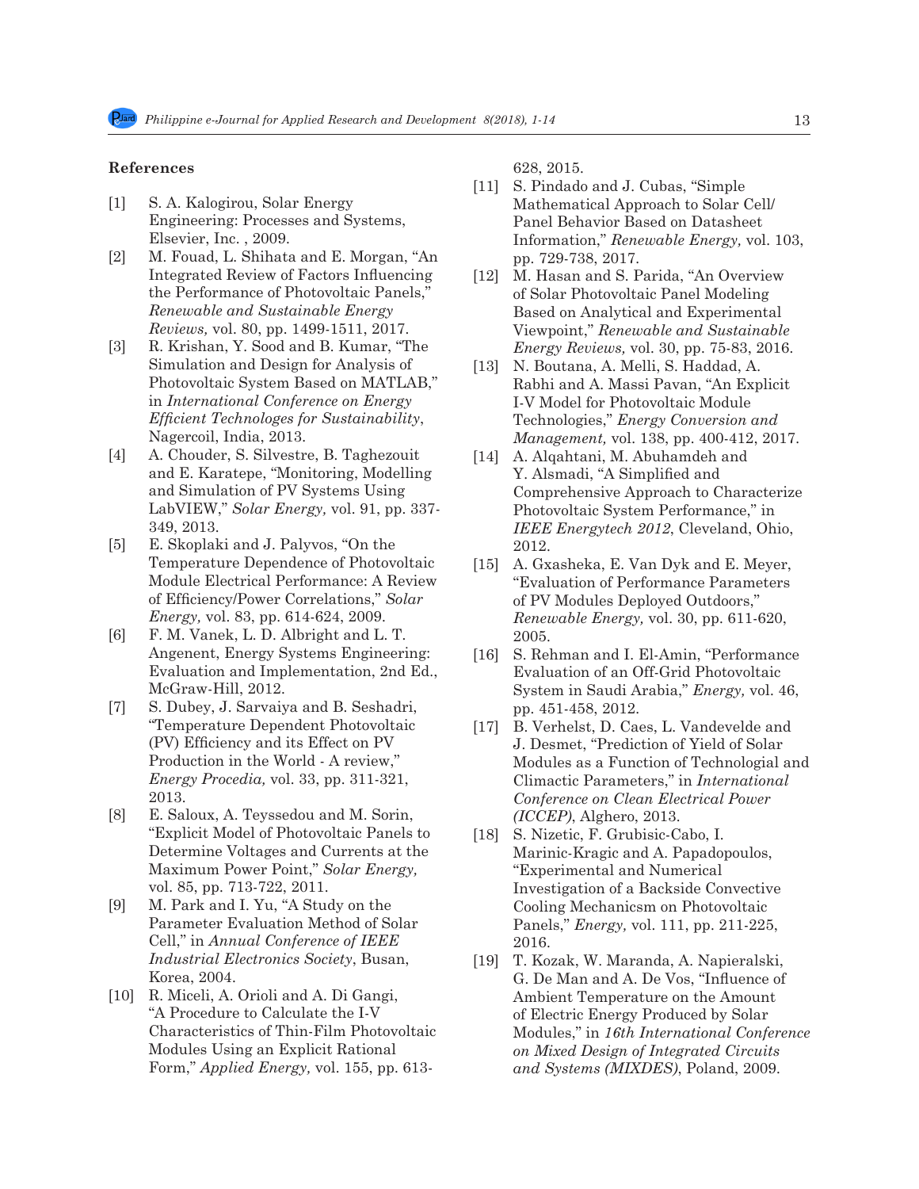## References

[1] S. A. Kalogirou, Solar Energy Engineering: Processes and Systems, Elsevier, Inc. , 2009.

[2] M. Fouad, L. Shihata and E. Morgan, "An Integrated Review of Factors Influencing the Performance of Photovoltaic Panels," *Renewable and Sustainable Energy Reviews,* vol. 80, pp. 1499-1511, 2017.

[3] R. Krishan, Y. Sood and B. Kumar, "The Simulation and Design for Analysis of Photovoltaic System Based on MATLAB," in *International Conference on Energy Efficient Technologes for Sustainability*, Nagercoil, India, 2013.

[4] A. Chouder, S. Silvestre, B. Taghezouit and E. Karatepe, "Monitoring, Modelling and Simulation of PV Systems Using LabVIEW," *Solar Energy,* vol. 91, pp. 337-349, 2013.

[5] E. Skoplaki and J. Palyvos, "On the Temperature Dependence of Photovoltaic Module Electrical Performance: A Review of Efficiency/Power Correlations," *Solar Energy,* vol. 83, pp. 614-624, 2009.

[6] F. M. Vanek, L. D. Albright and L. T. Angenent, Energy Systems Engineering: Evaluation and Implementation, 2nd Ed., McGraw-Hill, 2012.

[7] S. Dubey, J. Sarvaiya and B. Seshadri, "Temperature Dependent Photovoltaic (PV) Efficiency and its Effect on PV Production in the World - A review," *Energy Procedia,* vol. 33, pp. 311-321, 2013.

[8] E. Saloux, A. Teyssedou and M. Sorin, "Explicit Model of Photovoltaic Panels to Determine Voltages and Currents at the Maximum Power Point," *Solar Energy,* vol. 85, pp. 713-722, 2011.

[9] M. Park and I. Yu, "A Study on the Parameter Evaluation Method of Solar Cell," in *Annual Conference of IEEE Industrial Electronics Society*, Busan, Korea, 2004.

[10] R. Miceli, A. Orioli and A. Di Gangi, "A Procedure to Calculate the I-V Characteristics of Thin-Film Photovoltaic Modules Using an Explicit Rational Form," *Applied Energy,* vol. 155, pp. 613-628, 2015.

[11] S. Pindado and J. Cubas, "Simple Mathematical Approach to Solar Cell/Panel Behavior Based on Datasheet Information," *Renewable Energy,* vol. 103, pp. 729-738, 2017.

[12] M. Hasan and S. Parida, "An Overview of Solar Photovoltaic Panel Modeling Based on Analytical and Experimental Viewpoint," *Renewable and Sustainable Energy Reviews,* vol. 30, pp. 75-83, 2016.

[13] N. Boutana, A. Melli, S. Haddad, A. Rabhi and A. Massi Pavan, "An Explicit I-V Model for Photovoltaic Module Technologies," *Energy Conversion and Management,* vol. 138, pp. 400-412, 2017.

[14] A. Alqahtani, M. Abuhamdeh and Y. Alsmadi, "A Simplified and Comprehensive Approach to Characterize Photovoltaic System Performance," in *IEEE Energytech 2012*, Cleveland, Ohio, 2012.

[15] A. Gxasheka, E. Van Dyk and E. Meyer, "Evaluation of Performance Parameters of PV Modules Deployed Outdoors," *Renewable Energy,* vol. 30, pp. 611-620, 2005.

[16] S. Rehman and I. El-Amin, "Performance Evaluation of an Off-Grid Photovoltaic System in Saudi Arabia," *Energy,* vol. 46, pp. 451-458, 2012.

[17] B. Verhelst, D. Caes, L. Vandevelde and J. Desmet, "Prediction of Yield of Solar Modules as a Function of Technologial and Climactic Parameters," in *International Conference on Clean Electrical Power (ICCEP)*, Alghero, 2013.

[18] S. Nizetic, F. Grubisic-Cabo, I. Marinic-Kragic and A. Papadopoulos, "Experimental and Numerical Investigation of a Backside Convective Cooling Mechanicsm on Photovoltaic Panels," *Energy,* vol. 111, pp. 211-225, 2016.

[19] T. Kozak, W. Maranda, A. Napieralski, G. De Man and A. De Vos, "Influence of Ambient Temperature on the Amount of Electric Energy Produced by Solar Modules," in *16th International Conference on Mixed Design of Integrated Circuits and Systems (MIXDES)*, Poland, 2009.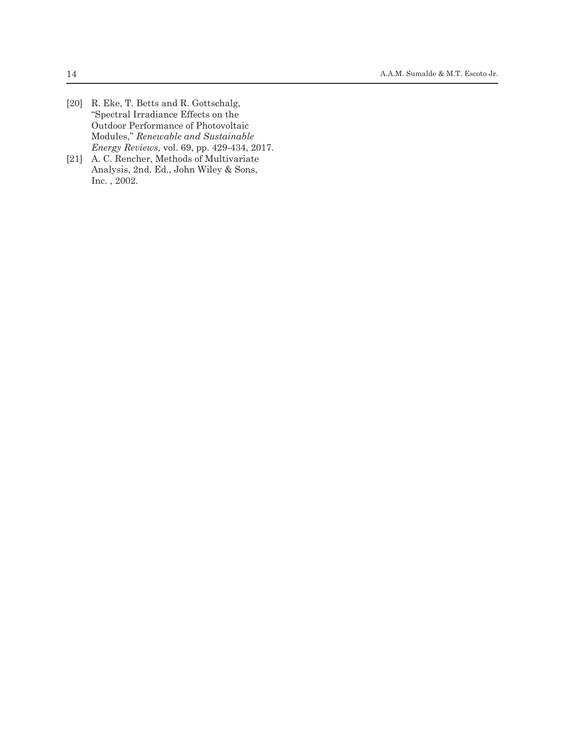[20] R. Eke, T. Betts and R. Gottschalg, "Spectral Irradiance Effects on the Outdoor Performance of Photovoltaic Modules," *Renewable and Sustainable Energy Reviews,* vol. 69, pp. 429-434, 2017.

[21] A. C. Rencher, Methods of Multivariate Analysis, 2nd. Ed., John Wiley & Sons, Inc. , 2002.